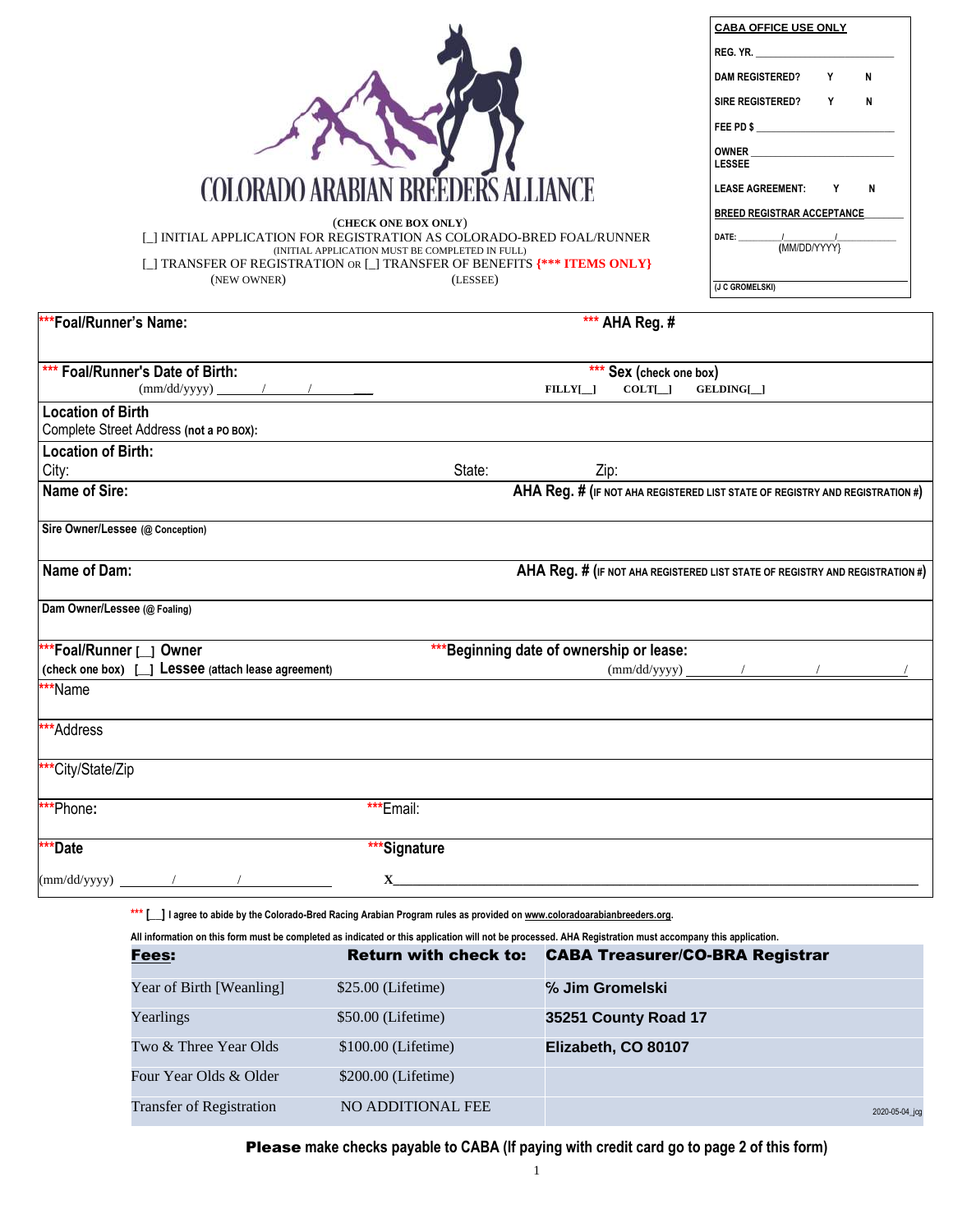# COLORADO ARABIAN BREEDERS ALLIANCE

(CHECK ONE BOX ONLY)

[_] INITIAL APPLICATION FOR REGISTRATION AS COLORADO-BRED FOAL/RUNNER
(INITIAL APPLICATION MUST BE COMPLETED IN FULL)

[_] TRANSFER OF REGISTRATION OR [_] TRANSFER OF BENEFITS {*** ITEMS ONLY}
(NEW OWNER) (LESSEE)

| CABA OFFICE USE ONLY |
|---|
| REG. YR. ____________ |
| DAM REGISTERED? Y N |
| SIRE REGISTERED? Y N |
| FEE PD $ ____________ |
| OWNER / LESSEE ____________ |
| LEASE AGREEMENT: Y N |
| BREED REGISTRAR ACCEPTANCE ________ |
| DATE: ____/____/____ (MM/DD/YYYY) |
| (J C GROMELSKI) |

| | |
|---|---|
| ***Foal/Runner's Name: | *** AHA Reg. # |
| *** Foal/Runner's Date of Birth: (mm/dd/yyyy) ____/____/____ | *** Sex (check one box) FILLY[__] COLT[__] GELDING[__] |
| Location of Birth Complete Street Address (not a PO BOX): | |
| Location of Birth: City: | State: Zip: |
| Name of Sire: | AHA Reg. # (IF NOT AHA REGISTERED LIST STATE OF REGISTRY AND REGISTRATION #) |
| Sire Owner/Lessee (@ Conception) | |
| Name of Dam: | AHA Reg. # (IF NOT AHA REGISTERED LIST STATE OF REGISTRY AND REGISTRATION #) |
| Dam Owner/Lessee (@ Foaling) | |
| ***Foal/Runner [_] Owner (check one box) [_] Lessee (attach lease agreement) | ***Beginning date of ownership or lease: (mm/dd/yyyy) ____/____/____/ |
| ***Name | |
| ***Address | |
| ***City/State/Zip | |
| ***Phone: | ***Email: |
| ***Date (mm/dd/yyyy) ____/____/____ | ***Signature X________________ |

*** [__] I agree to abide by the Colorado-Bred Racing Arabian Program rules as provided on www.coloradoarabianbreeders.org.

All information on this form must be completed as indicated or this application will not be processed. AHA Registration must accompany this application.

| **Fees:** | **Return with check to:** | **CABA Treasurer/CO-BRA Registrar** |
|---|---|---|
| Year of Birth [Weanling] | $25.00 (Lifetime) | % Jim Gromelski |
| Yearlings | $50.00 (Lifetime) | 35251 County Road 17 |
| Two & Three Year Olds | $100.00 (Lifetime) | Elizabeth, CO 80107 |
| Four Year Olds & Older | $200.00 (Lifetime) | |
| Transfer of Registration | NO ADDITIONAL FEE | 2020-05-04_jcg |

**Please make checks payable to CABA (If paying with credit card go to page 2 of this form)**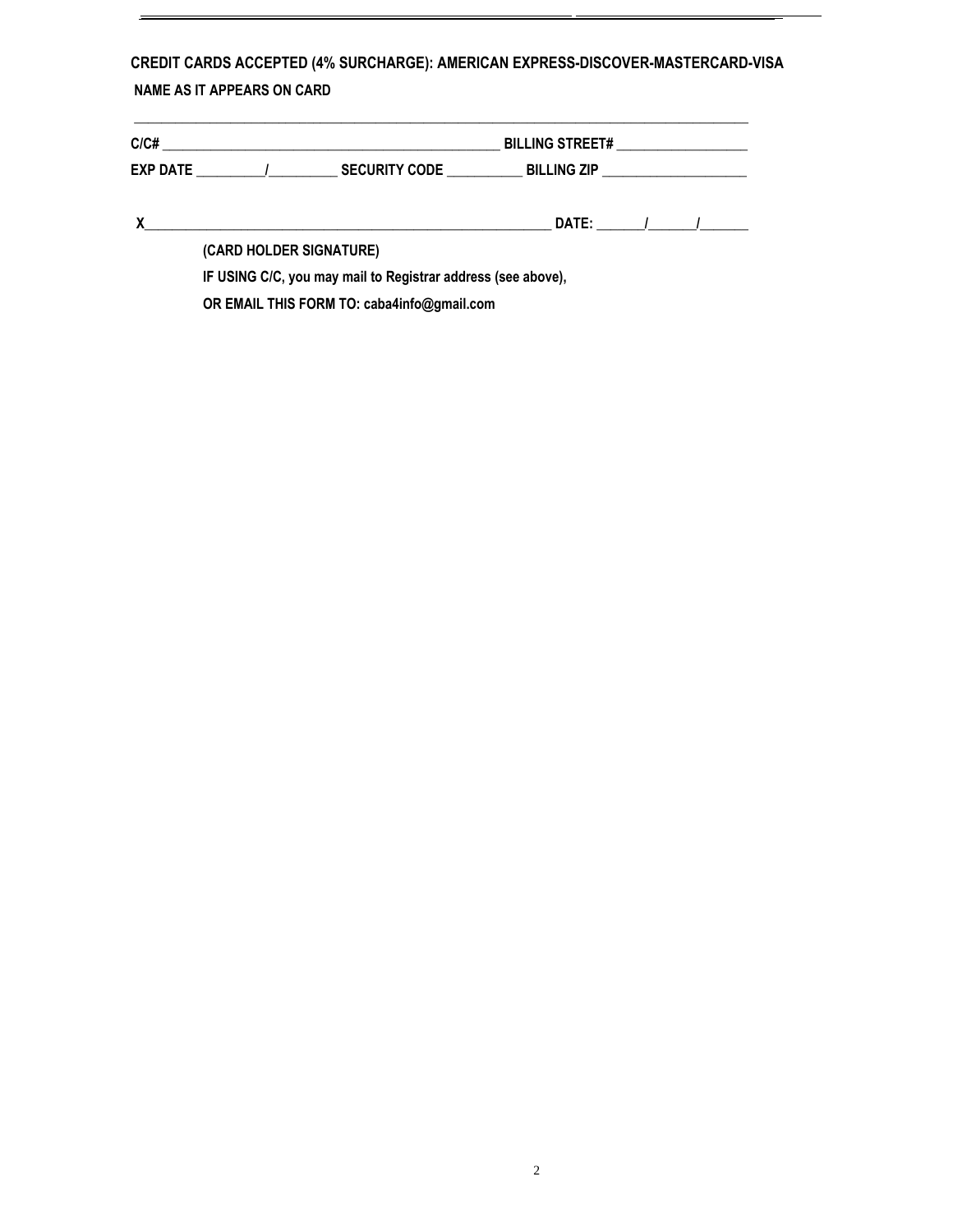**CREDIT CARDS ACCEPTED (4% SURCHARGE): AMERICAN EXPRESS-DISCOVER-MASTERCARD-VISA**

**NAME AS IT APPEARS ON CARD**

_______________________________________________________________________________________

**C/C#** ________________________________________________ **BILLING STREET#** ___________________

**EXP DATE** __________/__________ **SECURITY CODE** ___________ **BILLING ZIP** _____________________

**X**___________________________________________________________ **DATE:** _______/_______/_______

**(CARD HOLDER SIGNATURE)**

**IF USING C/C, you may mail to Registrar address (see above),**

**OR EMAIL THIS FORM TO: caba4info@gmail.com**